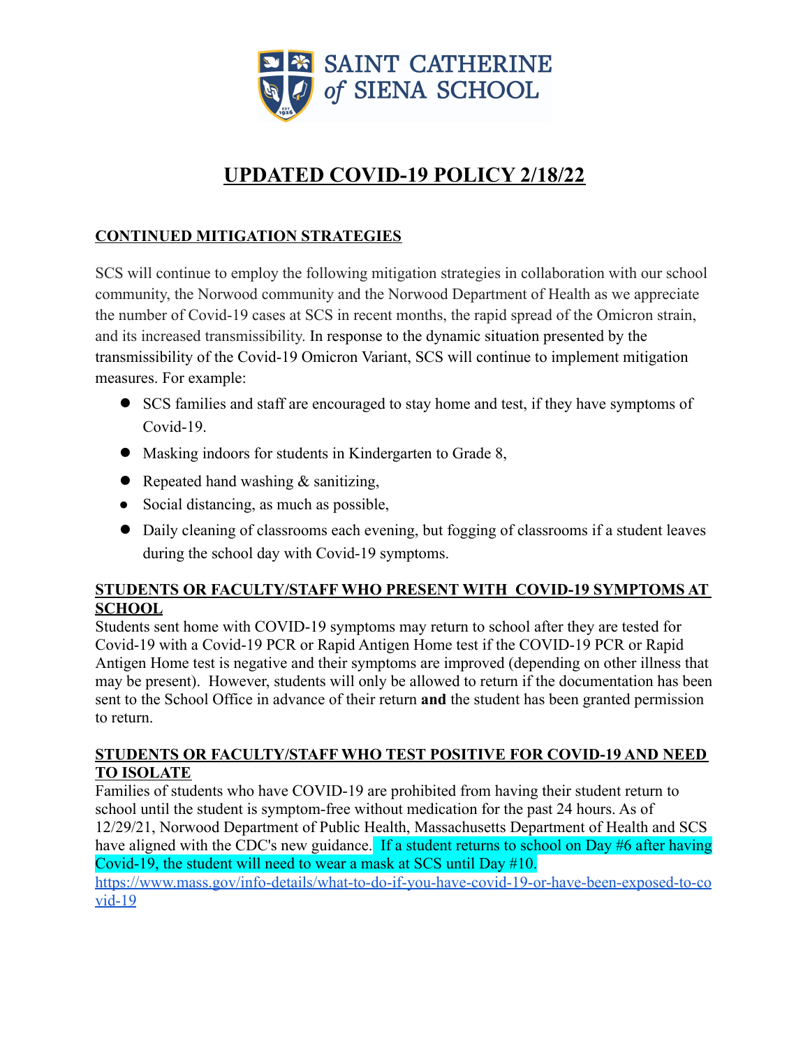**SAINT CATHERINE *of* SIENA SCHOOL**

# UPDATED COVID-19 POLICY 2/18/22

## CONTINUED MITIGATION STRATEGIES

SCS will continue to employ the following mitigation strategies in collaboration with our school community, the Norwood community and the Norwood Department of Health as we appreciate the number of Covid-19 cases at SCS in recent months, the rapid spread of the Omicron strain, and its increased transmissibility. In response to the dynamic situation presented by the transmissibility of the Covid-19 Omicron Variant, SCS will continue to implement mitigation measures. For example:

- SCS families and staff are encouraged to stay home and test, if they have symptoms of Covid-19.
- Masking indoors for students in Kindergarten to Grade 8,
- Repeated hand washing & sanitizing,
- Social distancing, as much as possible,
- Daily cleaning of classrooms each evening, but fogging of classrooms if a student leaves during the school day with Covid-19 symptoms.

## STUDENTS OR FACULTY/STAFF WHO PRESENT WITH COVID-19 SYMPTOMS AT SCHOOL

Students sent home with COVID-19 symptoms may return to school after they are tested for Covid-19 with a Covid-19 PCR or Rapid Antigen Home test if the COVID-19 PCR or Rapid Antigen Home test is negative and their symptoms are improved (depending on other illness that may be present). However, students will only be allowed to return if the documentation has been sent to the School Office in advance of their return **and** the student has been granted permission to return.

## STUDENTS OR FACULTY/STAFF WHO TEST POSITIVE FOR COVID-19 AND NEED TO ISOLATE

Families of students who have COVID-19 are prohibited from having their student return to school until the student is symptom-free without medication for the past 24 hours. As of 12/29/21, Norwood Department of Public Health, Massachusetts Department of Health and SCS have aligned with the CDC's new guidance. If a student returns to school on Day #6 after having Covid-19, the student will need to wear a mask at SCS until Day #10.
https://www.mass.gov/info-details/what-to-do-if-you-have-covid-19-or-have-been-exposed-to-covid-19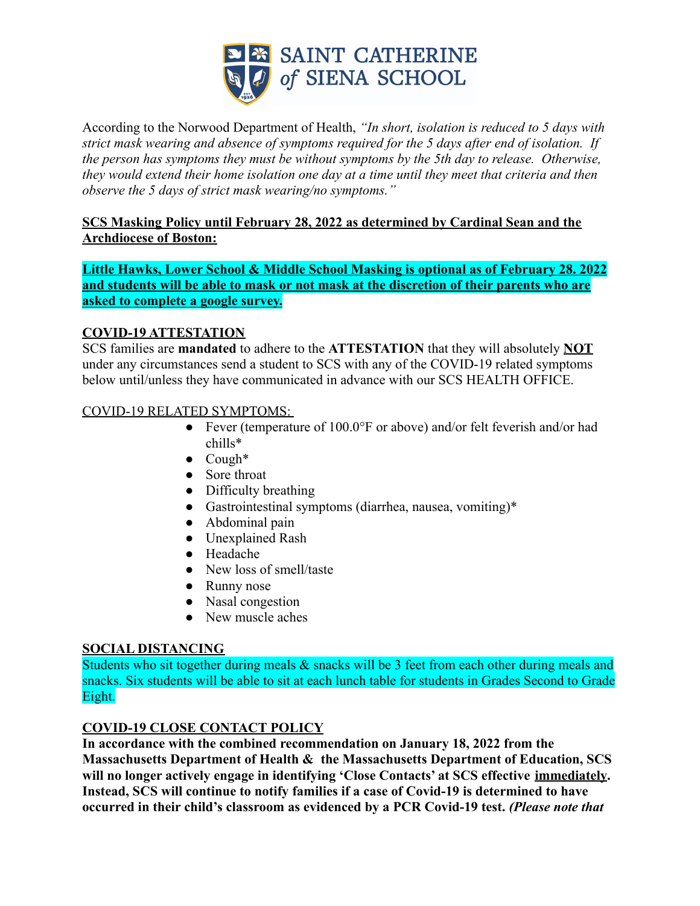# SAINT CATHERINE of SIENA SCHOOL

According to the Norwood Department of Health, *"In short, isolation is reduced to 5 days with strict mask wearing and absence of symptoms required for the 5 days after end of isolation. If the person has symptoms they must be without symptoms by the 5th day to release. Otherwise, they would extend their home isolation one day at a time until they meet that criteria and then observe the 5 days of strict mask wearing/no symptoms."*

**SCS Masking Policy until February 28, 2022 as determined by Cardinal Sean and the Archdiocese of Boston:**

**Little Hawks, Lower School & Middle School Masking is optional as of February 28. 2022 and students will be able to mask or not mask at the discretion of their parents who are asked to complete a google survey.**

## COVID-19 ATTESTATION

SCS families are **mandated** to adhere to the **ATTESTATION** that they will absolutely **NOT** under any circumstances send a student to SCS with any of the COVID-19 related symptoms below until/unless they have communicated in advance with our SCS HEALTH OFFICE.

COVID-19 RELATED SYMPTOMS:

- Fever (temperature of 100.0°F or above) and/or felt feverish and/or had chills*
- Cough*
- Sore throat
- Difficulty breathing
- Gastrointestinal symptoms (diarrhea, nausea, vomiting)*
- Abdominal pain
- Unexplained Rash
- Headache
- New loss of smell/taste
- Runny nose
- Nasal congestion
- New muscle aches

## SOCIAL DISTANCING

Students who sit together during meals & snacks will be 3 feet from each other during meals and snacks. Six students will be able to sit at each lunch table for students in Grades Second to Grade Eight.

## COVID-19 CLOSE CONTACT POLICY

**In accordance with the combined recommendation on January 18, 2022 from the Massachusetts Department of Health & the Massachusetts Department of Education, SCS will no longer actively engage in identifying 'Close Contacts' at SCS effective immediately. Instead, SCS will continue to notify families if a case of Covid-19 is determined to have occurred in their child's classroom as evidenced by a PCR Covid-19 test.** ***(Please note that***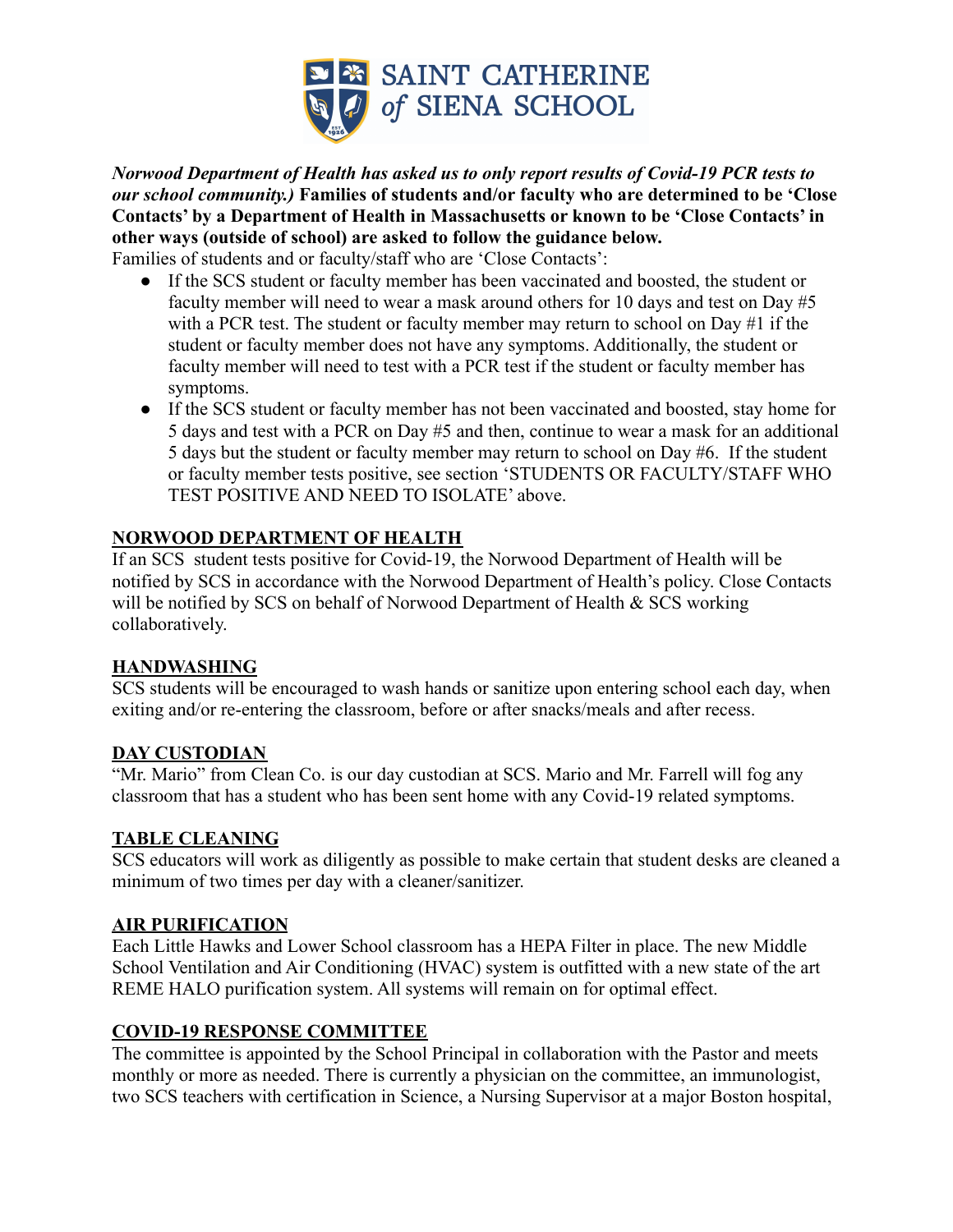***Norwood Department of Health has asked us to only report results of Covid-19 PCR tests to our school community.)*** **Families of students and/or faculty who are determined to be 'Close Contacts' by a Department of Health in Massachusetts or known to be 'Close Contacts' in other ways (outside of school) are asked to follow the guidance below.**

Families of students and or faculty/staff who are 'Close Contacts':

- If the SCS student or faculty member has been vaccinated and boosted, the student or faculty member will need to wear a mask around others for 10 days and test on Day #5 with a PCR test. The student or faculty member may return to school on Day #1 if the student or faculty member does not have any symptoms. Additionally, the student or faculty member will need to test with a PCR test if the student or faculty member has symptoms.
- If the SCS student or faculty member has not been vaccinated and boosted, stay home for 5 days and test with a PCR on Day #5 and then, continue to wear a mask for an additional 5 days but the student or faculty member may return to school on Day #6. If the student or faculty member tests positive, see section 'STUDENTS OR FACULTY/STAFF WHO TEST POSITIVE AND NEED TO ISOLATE' above.

## NORWOOD DEPARTMENT OF HEALTH

If an SCS student tests positive for Covid-19, the Norwood Department of Health will be notified by SCS in accordance with the Norwood Department of Health's policy. Close Contacts will be notified by SCS on behalf of Norwood Department of Health & SCS working collaboratively.

## HANDWASHING

SCS students will be encouraged to wash hands or sanitize upon entering school each day, when exiting and/or re-entering the classroom, before or after snacks/meals and after recess.

## DAY CUSTODIAN

"Mr. Mario" from Clean Co. is our day custodian at SCS. Mario and Mr. Farrell will fog any classroom that has a student who has been sent home with any Covid-19 related symptoms.

## TABLE CLEANING

SCS educators will work as diligently as possible to make certain that student desks are cleaned a minimum of two times per day with a cleaner/sanitizer.

## AIR PURIFICATION

Each Little Hawks and Lower School classroom has a HEPA Filter in place. The new Middle School Ventilation and Air Conditioning (HVAC) system is outfitted with a new state of the art REME HALO purification system. All systems will remain on for optimal effect.

## COVID-19 RESPONSE COMMITTEE

The committee is appointed by the School Principal in collaboration with the Pastor and meets monthly or more as needed. There is currently a physician on the committee, an immunologist, two SCS teachers with certification in Science, a Nursing Supervisor at a major Boston hospital,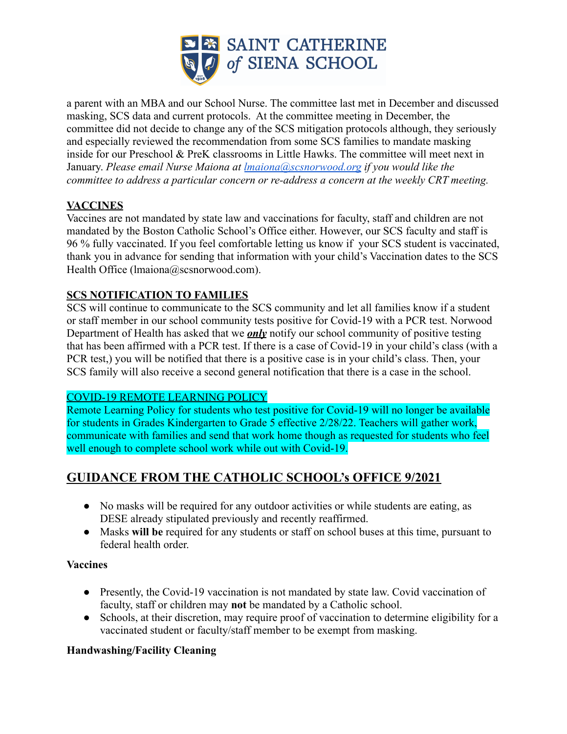a parent with an MBA and our School Nurse. The committee last met in December and discussed masking, SCS data and current protocols. At the committee meeting in December, the committee did not decide to change any of the SCS mitigation protocols although, they seriously and especially reviewed the recommendation from some SCS families to mandate masking inside for our Preschool & PreK classrooms in Little Hawks. The committee will meet next in January. *Please email Nurse Maiona at [lmaiona@scsnorwood.org](mailto:lmaiona@scsnorwood.org) if you would like the committee to address a particular concern or re-address a concern at the weekly CRT meeting.*

**VACCINES**

Vaccines are not mandated by state law and vaccinations for faculty, staff and children are not mandated by the Boston Catholic School's Office either. However, our SCS faculty and staff is 96 % fully vaccinated. If you feel comfortable letting us know if your SCS student is vaccinated, thank you in advance for sending that information with your child's Vaccination dates to the SCS Health Office (lmaiona@scsnorwood.com).

**SCS NOTIFICATION TO FAMILIES**

SCS will continue to communicate to the SCS community and let all families know if a student or staff member in our school community tests positive for Covid-19 with a PCR test. Norwood Department of Health has asked that we ***only*** notify our school community of positive testing that has been affirmed with a PCR test. If there is a case of Covid-19 in your child's class (with a PCR test,) you will be notified that there is a positive case is in your child's class. Then, your SCS family will also receive a second general notification that there is a case in the school.

COVID-19 REMOTE LEARNING POLICY

Remote Learning Policy for students who test positive for Covid-19 will no longer be available for students in Grades Kindergarten to Grade 5 effective 2/28/22. Teachers will gather work, communicate with families and send that work home though as requested for students who feel well enough to complete school work while out with Covid-19.

## GUIDANCE FROM THE CATHOLIC SCHOOL's OFFICE 9/2021

- No masks will be required for any outdoor activities or while students are eating, as DESE already stipulated previously and recently reaffirmed.
- Masks **will be** required for any students or staff on school buses at this time, pursuant to federal health order.

**Vaccines**

- Presently, the Covid-19 vaccination is not mandated by state law. Covid vaccination of faculty, staff or children may **not** be mandated by a Catholic school.
- Schools, at their discretion, may require proof of vaccination to determine eligibility for a vaccinated student or faculty/staff member to be exempt from masking.

**Handwashing/Facility Cleaning**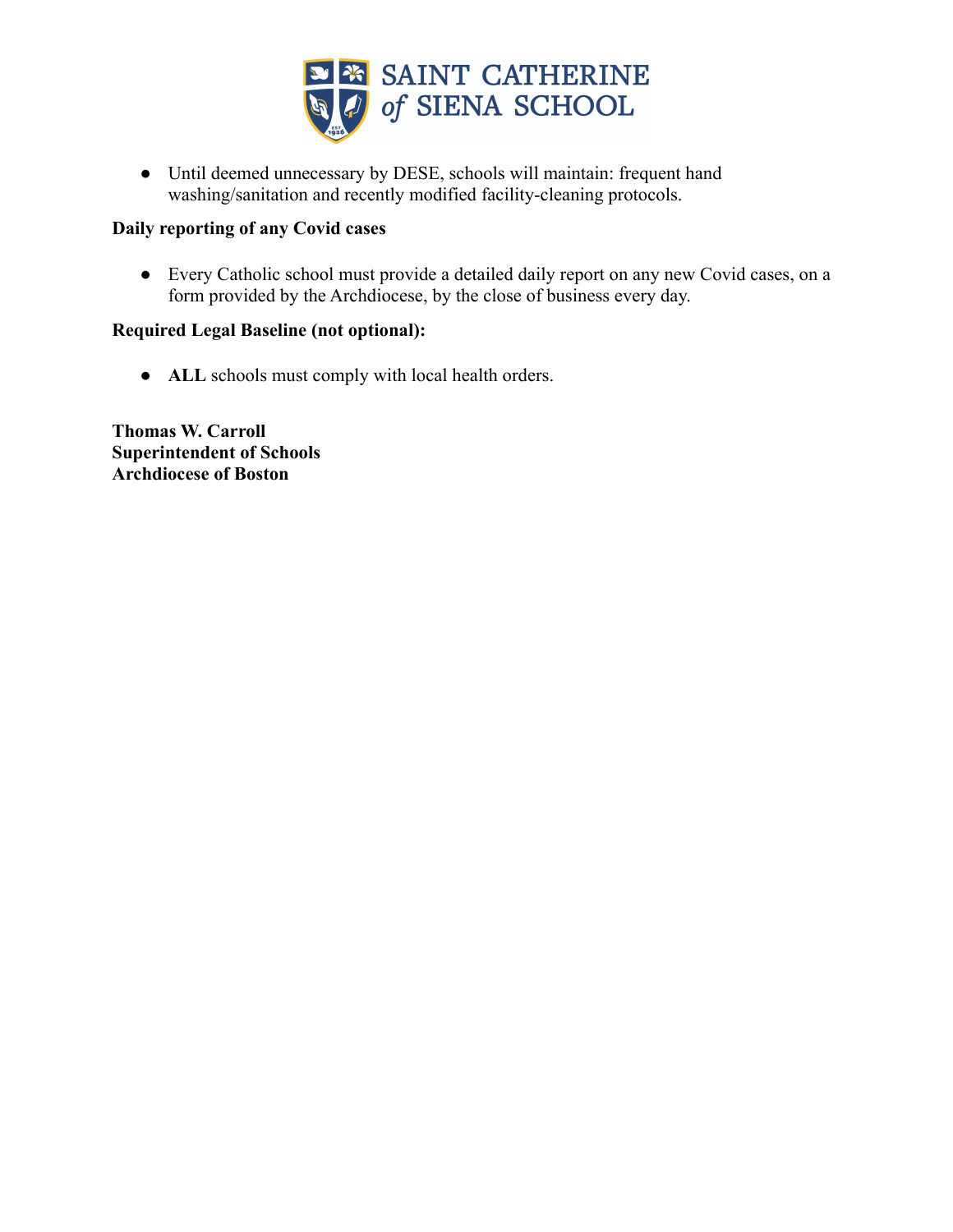- Until deemed unnecessary by DESE, schools will maintain: frequent hand washing/sanitation and recently modified facility-cleaning protocols.

**Daily reporting of any Covid cases**

- Every Catholic school must provide a detailed daily report on any new Covid cases, on a form provided by the Archdiocese, by the close of business every day.

**Required Legal Baseline (not optional):**

- **ALL** schools must comply with local health orders.

**Thomas W. Carroll**
**Superintendent of Schools**
**Archdiocese of Boston**